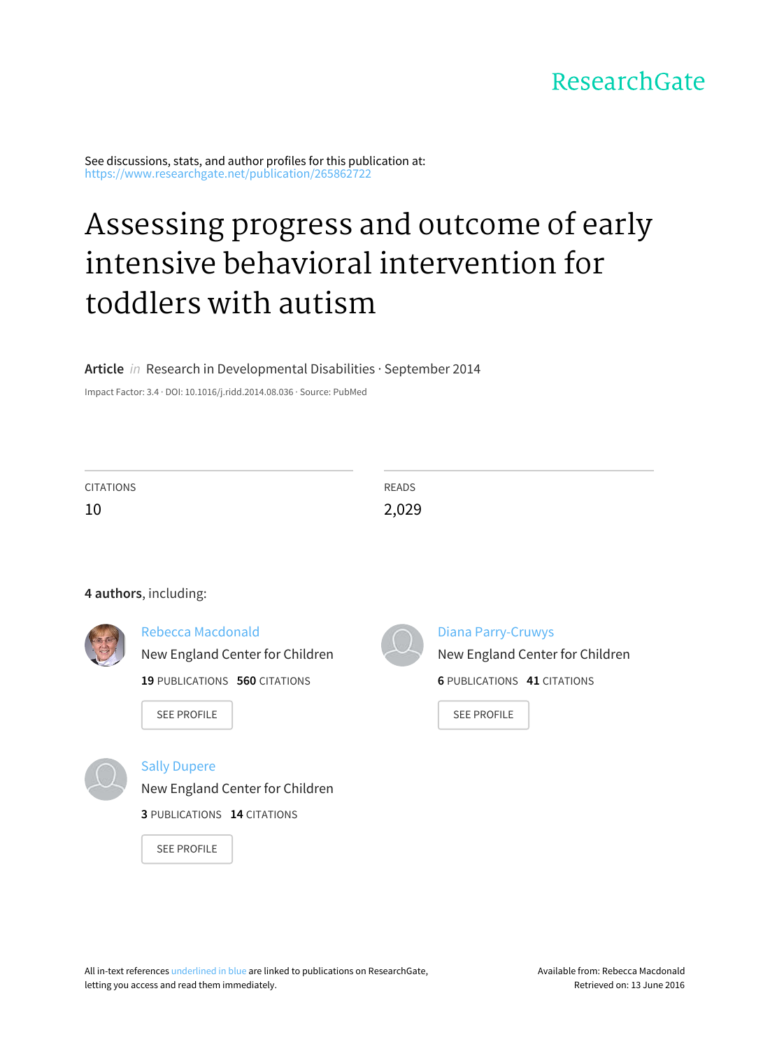ResearchGate

See discussions, stats, and author profiles for this publication at: https://www.researchgate.net/publication/265862722

# Assessing progress and outcome of early intensive behavioral intervention for toddlers with autism

**Article** *in* Research in Developmental Disabilities · September 2014

Impact Factor: 3.4 · DOI: 10.1016/j.ridd.2014.08.036 · Source: PubMed

CITATIONS
10

READS
2,029

**4 authors**, including:

Rebecca Macdonald
New England Center for Children
**19** PUBLICATIONS **560** CITATIONS

SEE PROFILE

Diana Parry-Cruwys
New England Center for Children
**6** PUBLICATIONS **41** CITATIONS

SEE PROFILE

Sally Dupere
New England Center for Children
**3** PUBLICATIONS **14** CITATIONS

SEE PROFILE

All in-text references underlined in blue are linked to publications on ResearchGate, letting you access and read them immediately.

Available from: Rebecca Macdonald
Retrieved on: 13 June 2016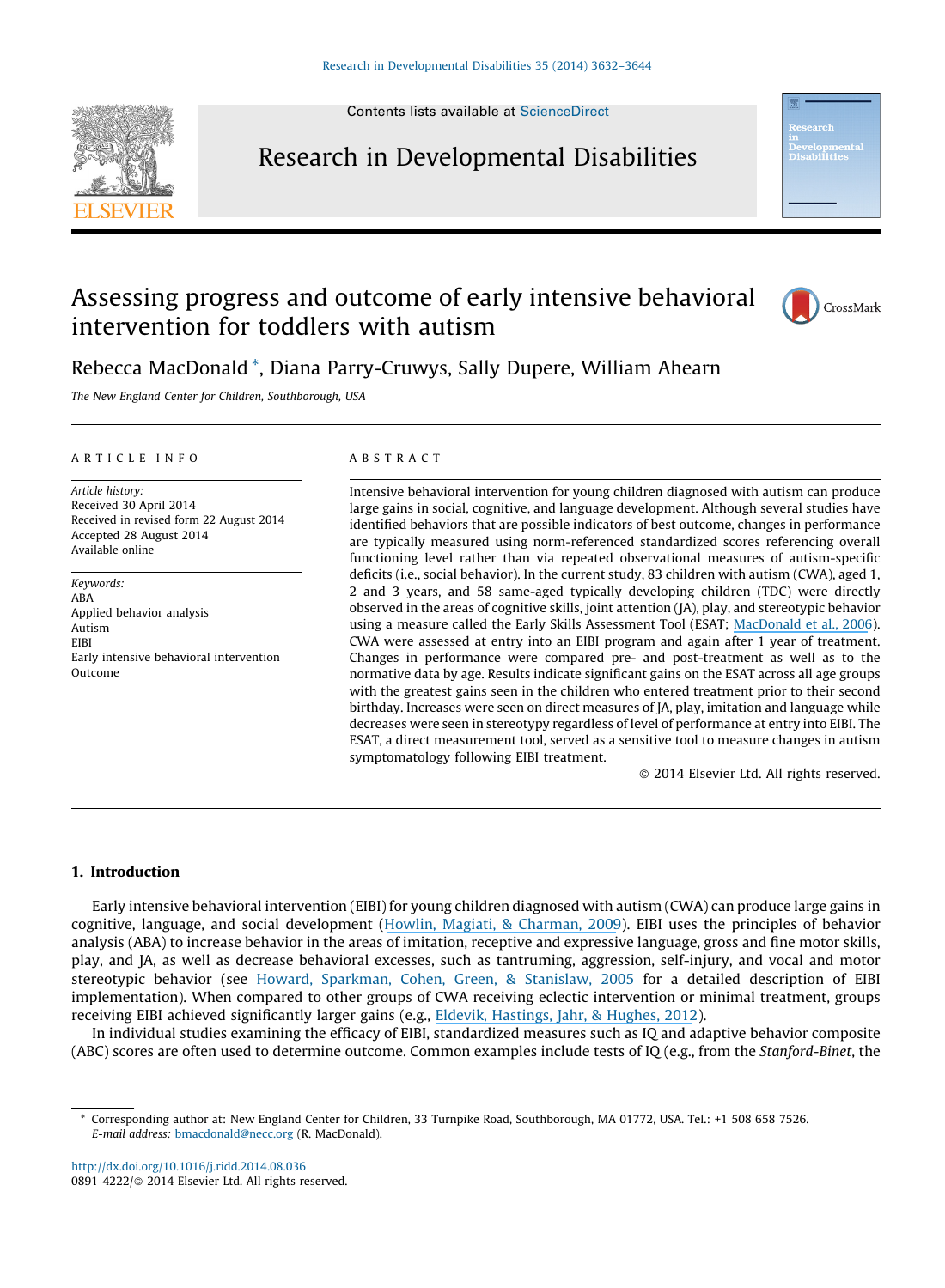# Assessing progress and outcome of early intensive behavioral intervention for toddlers with autism

Rebecca MacDonald *, Diana Parry-Cruwys, Sally Dupere, William Ahearn

*The New England Center for Children, Southborough, USA*

---

## ARTICLE INFO

*Article history:*
Received 30 April 2014
Received in revised form 22 August 2014
Accepted 28 August 2014
Available online

*Keywords:*
ABA
Applied behavior analysis
Autism
EIBI
Early intensive behavioral intervention
Outcome

## ABSTRACT

Intensive behavioral intervention for young children diagnosed with autism can produce large gains in social, cognitive, and language development. Although several studies have identified behaviors that are possible indicators of best outcome, changes in performance are typically measured using norm-referenced standardized scores referencing overall functioning level rather than via repeated observational measures of autism-specific deficits (i.e., social behavior). In the current study, 83 children with autism (CWA), aged 1, 2 and 3 years, and 58 same-aged typically developing children (TDC) were directly observed in the areas of cognitive skills, joint attention (JA), play, and stereotypic behavior using a measure called the Early Skills Assessment Tool (ESAT; MacDonald et al., 2006). CWA were assessed at entry into an EIBI program and again after 1 year of treatment. Changes in performance were compared pre- and post-treatment as well as to the normative data by age. Results indicate significant gains on the ESAT across all age groups with the greatest gains seen in the children who entered treatment prior to their second birthday. Increases were seen on direct measures of JA, play, imitation and language while decreases were seen in stereotypy regardless of level of performance at entry into EIBI. The ESAT, a direct measurement tool, served as a sensitive tool to measure changes in autism symptomatology following EIBI treatment.

© 2014 Elsevier Ltd. All rights reserved.

---

## 1. Introduction

Early intensive behavioral intervention (EIBI) for young children diagnosed with autism (CWA) can produce large gains in cognitive, language, and social development (Howlin, Magiati, & Charman, 2009). EIBI uses the principles of behavior analysis (ABA) to increase behavior in the areas of imitation, receptive and expressive language, gross and fine motor skills, play, and JA, as well as decrease behavioral excesses, such as tantruming, aggression, self-injury, and vocal and motor stereotypic behavior (see Howard, Sparkman, Cohen, Green, & Stanislaw, 2005 for a detailed description of EIBI implementation). When compared to other groups of CWA receiving eclectic intervention or minimal treatment, groups receiving EIBI achieved significantly larger gains (e.g., Eldevik, Hastings, Jahr, & Hughes, 2012).

In individual studies examining the efficacy of EIBI, standardized measures such as IQ and adaptive behavior composite (ABC) scores are often used to determine outcome. Common examples include tests of IQ (e.g., from the *Stanford-Binet*, the

---

* Corresponding author at: New England Center for Children, 33 Turnpike Road, Southborough, MA 01772, USA. Tel.: +1 508 658 7526.
*E-mail address:* bmacdonald@necc.org (R. MacDonald).

http://dx.doi.org/10.1016/j.ridd.2014.08.036
0891-4222/© 2014 Elsevier Ltd. All rights reserved.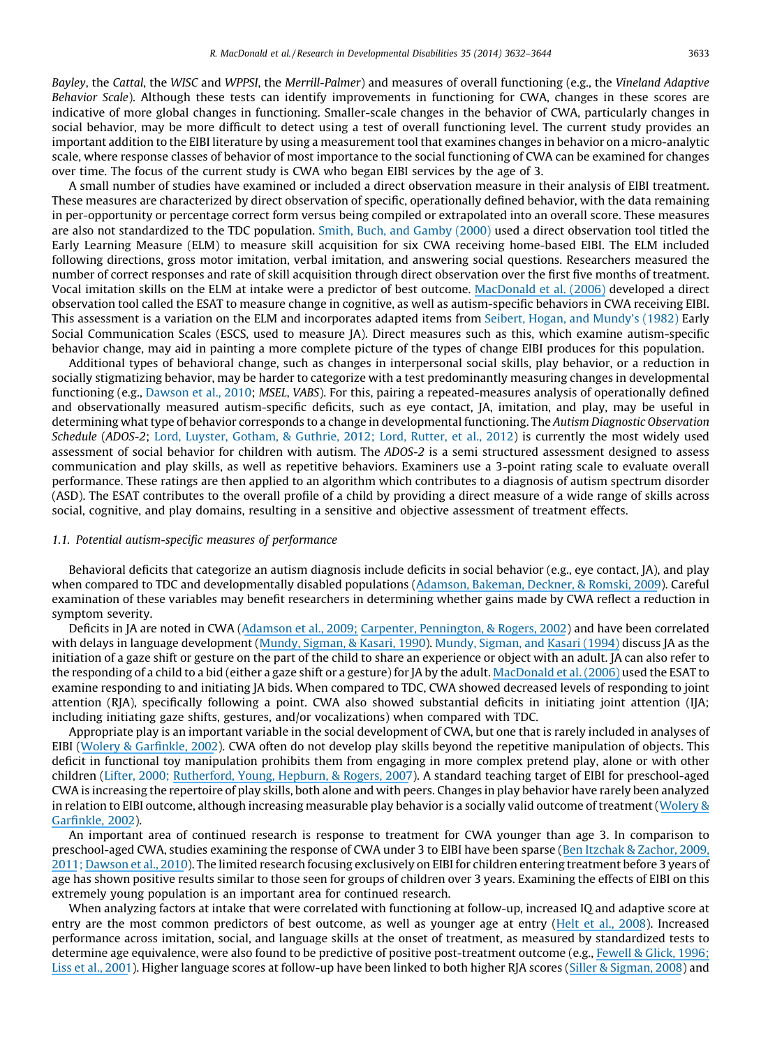*Bayley*, the *Cattal*, the *WISC* and *WPPSI*, the *Merrill-Palmer*) and measures of overall functioning (e.g., the *Vineland Adaptive Behavior Scale*). Although these tests can identify improvements in functioning for CWA, changes in these scores are indicative of more global changes in functioning. Smaller-scale changes in the behavior of CWA, particularly changes in social behavior, may be more difficult to detect using a test of overall functioning level. The current study provides an important addition to the EIBI literature by using a measurement tool that examines changes in behavior on a micro-analytic scale, where response classes of behavior of most importance to the social functioning of CWA can be examined for changes over time. The focus of the current study is CWA who began EIBI services by the age of 3.

A small number of studies have examined or included a direct observation measure in their analysis of EIBI treatment. These measures are characterized by direct observation of specific, operationally defined behavior, with the data remaining in per-opportunity or percentage correct form versus being compiled or extrapolated into an overall score. These measures are also not standardized to the TDC population. Smith, Buch, and Gamby (2000) used a direct observation tool titled the Early Learning Measure (ELM) to measure skill acquisition for six CWA receiving home-based EIBI. The ELM included following directions, gross motor imitation, verbal imitation, and answering social questions. Researchers measured the number of correct responses and rate of skill acquisition through direct observation over the first five months of treatment. Vocal imitation skills on the ELM at intake were a predictor of best outcome. MacDonald et al. (2006) developed a direct observation tool called the ESAT to measure change in cognitive, as well as autism-specific behaviors in CWA receiving EIBI. This assessment is a variation on the ELM and incorporates adapted items from Seibert, Hogan, and Mundy's (1982) Early Social Communication Scales (ESCS, used to measure JA). Direct measures such as this, which examine autism-specific behavior change, may aid in painting a more complete picture of the types of change EIBI produces for this population.

Additional types of behavioral change, such as changes in interpersonal social skills, play behavior, or a reduction in socially stigmatizing behavior, may be harder to categorize with a test predominantly measuring changes in developmental functioning (e.g., Dawson et al., 2010; *MSEL*, *VABS*). For this, pairing a repeated-measures analysis of operationally defined and observationally measured autism-specific deficits, such as eye contact, JA, imitation, and play, may be useful in determining what type of behavior corresponds to a change in developmental functioning. The *Autism Diagnostic Observation Schedule* (*ADOS-2*; Lord, Luyster, Gotham, & Guthrie, 2012; Lord, Rutter, et al., 2012) is currently the most widely used assessment of social behavior for children with autism. The *ADOS-2* is a semi structured assessment designed to assess communication and play skills, as well as repetitive behaviors. Examiners use a 3-point rating scale to evaluate overall performance. These ratings are then applied to an algorithm which contributes to a diagnosis of autism spectrum disorder (ASD). The ESAT contributes to the overall profile of a child by providing a direct measure of a wide range of skills across social, cognitive, and play domains, resulting in a sensitive and objective assessment of treatment effects.

### *1.1. Potential autism-specific measures of performance*

Behavioral deficits that categorize an autism diagnosis include deficits in social behavior (e.g., eye contact, JA), and play when compared to TDC and developmentally disabled populations (Adamson, Bakeman, Deckner, & Romski, 2009). Careful examination of these variables may benefit researchers in determining whether gains made by CWA reflect a reduction in symptom severity.

Deficits in JA are noted in CWA (Adamson et al., 2009; Carpenter, Pennington, & Rogers, 2002) and have been correlated with delays in language development (Mundy, Sigman, & Kasari, 1990). Mundy, Sigman, and Kasari (1994) discuss JA as the initiation of a gaze shift or gesture on the part of the child to share an experience or object with an adult. JA can also refer to the responding of a child to a bid (either a gaze shift or a gesture) for JA by the adult. MacDonald et al. (2006) used the ESAT to examine responding to and initiating JA bids. When compared to TDC, CWA showed decreased levels of responding to joint attention (RJA), specifically following a point. CWA also showed substantial deficits in initiating joint attention (IJA; including initiating gaze shifts, gestures, and/or vocalizations) when compared with TDC.

Appropriate play is an important variable in the social development of CWA, but one that is rarely included in analyses of EIBI (Wolery & Garfinkle, 2002). CWA often do not develop play skills beyond the repetitive manipulation of objects. This deficit in functional toy manipulation prohibits them from engaging in more complex pretend play, alone or with other children (Lifter, 2000; Rutherford, Young, Hepburn, & Rogers, 2007). A standard teaching target of EIBI for preschool-aged CWA is increasing the repertoire of play skills, both alone and with peers. Changes in play behavior have rarely been analyzed in relation to EIBI outcome, although increasing measurable play behavior is a socially valid outcome of treatment (Wolery & Garfinkle, 2002).

An important area of continued research is response to treatment for CWA younger than age 3. In comparison to preschool-aged CWA, studies examining the response of CWA under 3 to EIBI have been sparse (Ben Itzchak & Zachor, 2009, 2011; Dawson et al., 2010). The limited research focusing exclusively on EIBI for children entering treatment before 3 years of age has shown positive results similar to those seen for groups of children over 3 years. Examining the effects of EIBI on this extremely young population is an important area for continued research.

When analyzing factors at intake that were correlated with functioning at follow-up, increased IQ and adaptive score at entry are the most common predictors of best outcome, as well as younger age at entry (Helt et al., 2008). Increased performance across imitation, social, and language skills at the onset of treatment, as measured by standardized tests to determine age equivalence, were also found to be predictive of positive post-treatment outcome (e.g., Fewell & Glick, 1996; Liss et al., 2001). Higher language scores at follow-up have been linked to both higher RJA scores (Siller & Sigman, 2008) and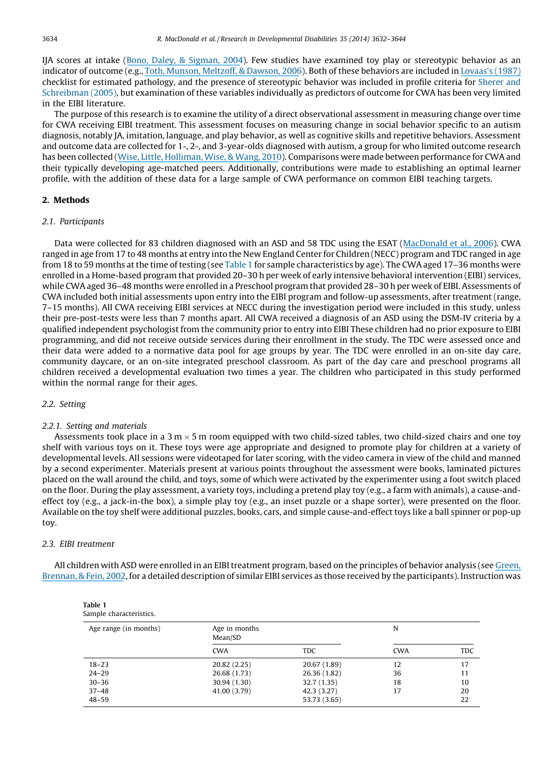IJA scores at intake (Bono, Daley, & Sigman, 2004). Few studies have examined toy play or stereotypic behavior as an indicator of outcome (e.g., Toth, Munson, Meltzoff, & Dawson, 2006). Both of these behaviors are included in Lovaas's (1987) checklist for estimated pathology, and the presence of stereotypic behavior was included in profile criteria for Sherer and Schreibman (2005), but examination of these variables individually as predictors of outcome for CWA has been very limited in the EIBI literature.

The purpose of this research is to examine the utility of a direct observational assessment in measuring change over time for CWA receiving EIBI treatment. This assessment focuses on measuring change in social behavior specific to an autism diagnosis, notably JA, imitation, language, and play behavior, as well as cognitive skills and repetitive behaviors. Assessment and outcome data are collected for 1-, 2-, and 3-year-olds diagnosed with autism, a group for who limited outcome research has been collected (Wise, Little, Holliman, Wise, & Wang, 2010). Comparisons were made between performance for CWA and their typically developing age-matched peers. Additionally, contributions were made to establishing an optimal learner profile, with the addition of these data for a large sample of CWA performance on common EIBI teaching targets.

## 2. Methods

### 2.1. Participants

Data were collected for 83 children diagnosed with an ASD and 58 TDC using the ESAT (MacDonald et al., 2006). CWA ranged in age from 17 to 48 months at entry into the New England Center for Children (NECC) program and TDC ranged in age from 18 to 59 months at the time of testing (see Table 1 for sample characteristics by age). The CWA aged 17–36 months were enrolled in a Home-based program that provided 20–30 h per week of early intensive behavioral intervention (EIBI) services, while CWA aged 36–48 months were enrolled in a Preschool program that provided 28–30 h per week of EIBI. Assessments of CWA included both initial assessments upon entry into the EIBI program and follow-up assessments, after treatment (range, 7–15 months). All CWA receiving EIBI services at NECC during the investigation period were included in this study, unless their pre-post-tests were less than 7 months apart. All CWA received a diagnosis of an ASD using the DSM-IV criteria by a qualified independent psychologist from the community prior to entry into EIBI These children had no prior exposure to EIBI programming, and did not receive outside services during their enrollment in the study. The TDC were assessed once and their data were added to a normative data pool for age groups by year. The TDC were enrolled in an on-site day care, community daycare, or an on-site integrated preschool classroom. As part of the day care and preschool programs all children received a developmental evaluation two times a year. The children who participated in this study performed within the normal range for their ages.

### 2.2. Setting

#### 2.2.1. Setting and materials

Assessments took place in a 3 m × 5 m room equipped with two child-sized tables, two child-sized chairs and one toy shelf with various toys on it. These toys were age appropriate and designed to promote play for children at a variety of developmental levels. All sessions were videotaped for later scoring, with the video camera in view of the child and manned by a second experimenter. Materials present at various points throughout the assessment were books, laminated pictures placed on the wall around the child, and toys, some of which were activated by the experimenter using a foot switch placed on the floor. During the play assessment, a variety toys, including a pretend play toy (e.g., a farm with animals), a cause-and-effect toy (e.g., a jack-in-the box), a simple play toy (e.g., an inset puzzle or a shape sorter), were presented on the floor. Available on the toy shelf were additional puzzles, books, cars, and simple cause-and-effect toys like a ball spinner or pop-up toy.

### 2.3. EIBI treatment

All children with ASD were enrolled in an EIBI treatment program, based on the principles of behavior analysis (see Green, Brennan, & Fein, 2002, for a detailed description of similar EIBI services as those received by the participants). Instruction was

**Table 1**
Sample characteristics.

| Age range (in months) | Age in months Mean/SD | | N | |
|---|---|---|---|---|
| | CWA | TDC | CWA | TDC |
| 18–23 | 20.82 (2.25) | 20.67 (1.89) | 12 | 17 |
| 24–29 | 26.68 (1.73) | 26.36 (1.82) | 36 | 11 |
| 30–36 | 30.94 (1.30) | 32.7 (1.35) | 18 | 10 |
| 37–48 | 41.00 (3.79) | 42.3 (3.27) | 17 | 20 |
| 48–59 | | 53.73 (3.65) | | 22 |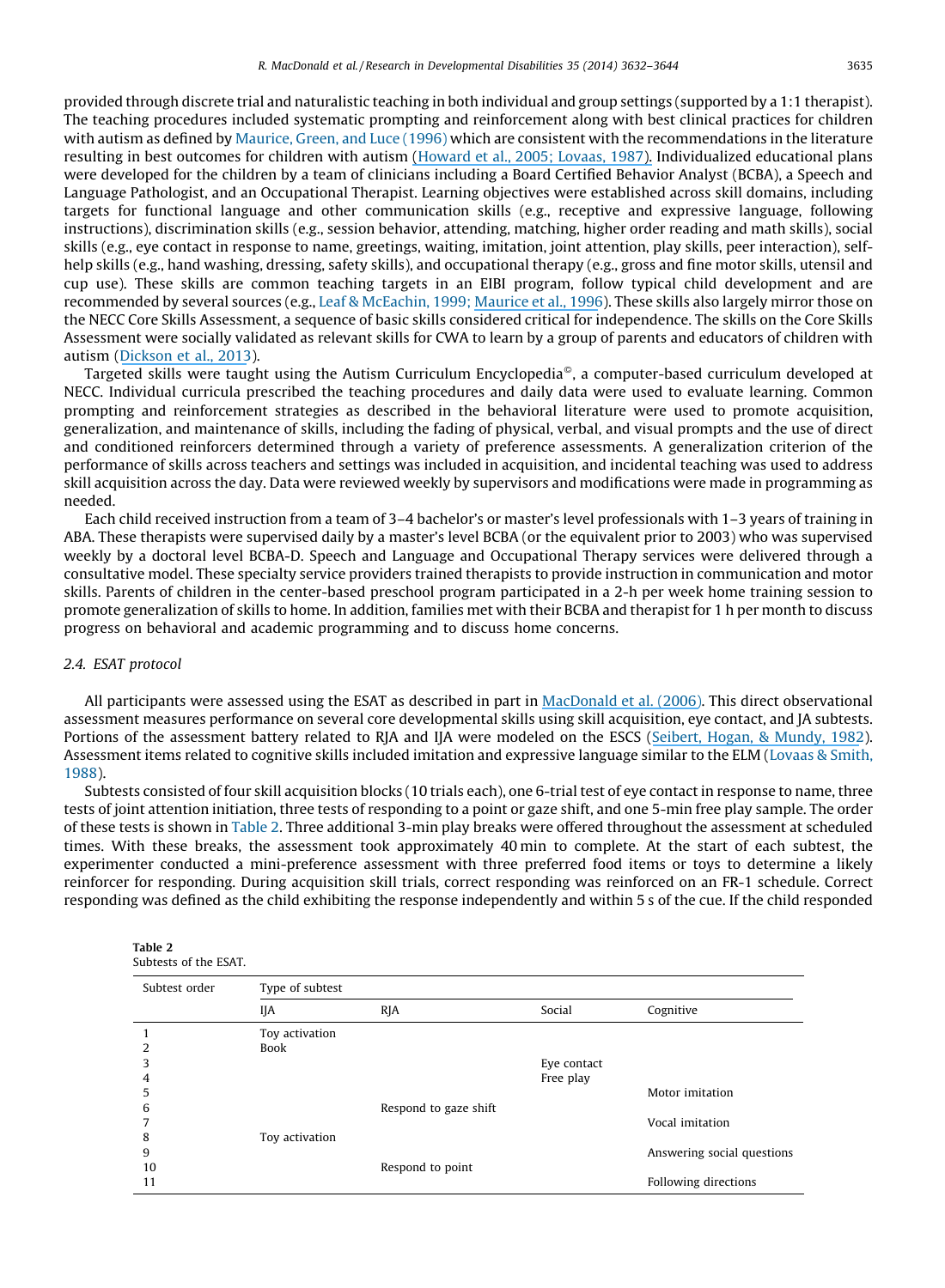provided through discrete trial and naturalistic teaching in both individual and group settings (supported by a 1:1 therapist). The teaching procedures included systematic prompting and reinforcement along with best clinical practices for children with autism as defined by Maurice, Green, and Luce (1996) which are consistent with the recommendations in the literature resulting in best outcomes for children with autism (Howard et al., 2005; Lovaas, 1987). Individualized educational plans were developed for the children by a team of clinicians including a Board Certified Behavior Analyst (BCBA), a Speech and Language Pathologist, and an Occupational Therapist. Learning objectives were established across skill domains, including targets for functional language and other communication skills (e.g., receptive and expressive language, following instructions), discrimination skills (e.g., session behavior, attending, matching, higher order reading and math skills), social skills (e.g., eye contact in response to name, greetings, waiting, imitation, joint attention, play skills, peer interaction), self-help skills (e.g., hand washing, dressing, safety skills), and occupational therapy (e.g., gross and fine motor skills, utensil and cup use). These skills are common teaching targets in an EIBI program, follow typical child development and are recommended by several sources (e.g., Leaf & McEachin, 1999; Maurice et al., 1996). These skills also largely mirror those on the NECC Core Skills Assessment, a sequence of basic skills considered critical for independence. The skills on the Core Skills Assessment were socially validated as relevant skills for CWA to learn by a group of parents and educators of children with autism (Dickson et al., 2013).

Targeted skills were taught using the Autism Curriculum Encyclopedia©, a computer-based curriculum developed at NECC. Individual curricula prescribed the teaching procedures and daily data were used to evaluate learning. Common prompting and reinforcement strategies as described in the behavioral literature were used to promote acquisition, generalization, and maintenance of skills, including the fading of physical, verbal, and visual prompts and the use of direct and conditioned reinforcers determined through a variety of preference assessments. A generalization criterion of the performance of skills across teachers and settings was included in acquisition, and incidental teaching was used to address skill acquisition across the day. Data were reviewed weekly by supervisors and modifications were made in programming as needed.

Each child received instruction from a team of 3–4 bachelor's or master's level professionals with 1–3 years of training in ABA. These therapists were supervised daily by a master's level BCBA (or the equivalent prior to 2003) who was supervised weekly by a doctoral level BCBA-D. Speech and Language and Occupational Therapy services were delivered through a consultative model. These specialty service providers trained therapists to provide instruction in communication and motor skills. Parents of children in the center-based preschool program participated in a 2-h per week home training session to promote generalization of skills to home. In addition, families met with their BCBA and therapist for 1 h per month to discuss progress on behavioral and academic programming and to discuss home concerns.

### *2.4. ESAT protocol*

All participants were assessed using the ESAT as described in part in MacDonald et al. (2006). This direct observational assessment measures performance on several core developmental skills using skill acquisition, eye contact, and JA subtests. Portions of the assessment battery related to RJA and IJA were modeled on the ESCS (Seibert, Hogan, & Mundy, 1982). Assessment items related to cognitive skills included imitation and expressive language similar to the ELM (Lovaas & Smith, 1988).

Subtests consisted of four skill acquisition blocks (10 trials each), one 6-trial test of eye contact in response to name, three tests of joint attention initiation, three tests of responding to a point or gaze shift, and one 5-min free play sample. The order of these tests is shown in Table 2. Three additional 3-min play breaks were offered throughout the assessment at scheduled times. With these breaks, the assessment took approximately 40 min to complete. At the start of each subtest, the experimenter conducted a mini-preference assessment with three preferred food items or toys to determine a likely reinforcer for responding. During acquisition skill trials, correct responding was reinforced on an FR-1 schedule. Correct responding was defined as the child exhibiting the response independently and within 5 s of the cue. If the child responded

**Table 2**
Subtests of the ESAT.

| Subtest order | Type of subtest | | | |
|---|---|---|---|---|
| | IJA | RJA | Social | Cognitive |
| 1 | Toy activation | | | |
| 2 | Book | | | |
| 3 | | | Eye contact | |
| 4 | | | Free play | |
| 5 | | | | Motor imitation |
| 6 | | Respond to gaze shift | | |
| 7 | | | | Vocal imitation |
| 8 | Toy activation | | | |
| 9 | | | | Answering social questions |
| 10 | | Respond to point | | |
| 11 | | | | Following directions |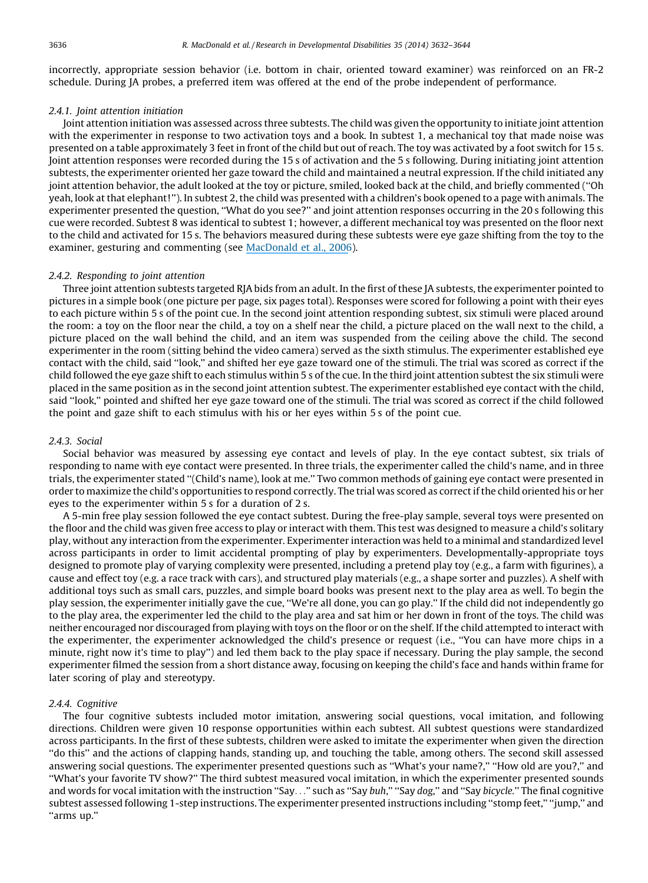incorrectly, appropriate session behavior (i.e. bottom in chair, oriented toward examiner) was reinforced on an FR-2 schedule. During JA probes, a preferred item was offered at the end of the probe independent of performance.

### 2.4.1. Joint attention initiation

Joint attention initiation was assessed across three subtests. The child was given the opportunity to initiate joint attention with the experimenter in response to two activation toys and a book. In subtest 1, a mechanical toy that made noise was presented on a table approximately 3 feet in front of the child but out of reach. The toy was activated by a foot switch for 15 s. Joint attention responses were recorded during the 15 s of activation and the 5 s following. During initiating joint attention subtests, the experimenter oriented her gaze toward the child and maintained a neutral expression. If the child initiated any joint attention behavior, the adult looked at the toy or picture, smiled, looked back at the child, and briefly commented (''Oh yeah, look at that elephant!''). In subtest 2, the child was presented with a children's book opened to a page with animals. The experimenter presented the question, ''What do you see?'' and joint attention responses occurring in the 20 s following this cue were recorded. Subtest 8 was identical to subtest 1; however, a different mechanical toy was presented on the floor next to the child and activated for 15 s. The behaviors measured during these subtests were eye gaze shifting from the toy to the examiner, gesturing and commenting (see MacDonald et al., 2006).

### 2.4.2. Responding to joint attention

Three joint attention subtests targeted RJA bids from an adult. In the first of these JA subtests, the experimenter pointed to pictures in a simple book (one picture per page, six pages total). Responses were scored for following a point with their eyes to each picture within 5 s of the point cue. In the second joint attention responding subtest, six stimuli were placed around the room: a toy on the floor near the child, a toy on a shelf near the child, a picture placed on the wall next to the child, a picture placed on the wall behind the child, and an item was suspended from the ceiling above the child. The second experimenter in the room (sitting behind the video camera) served as the sixth stimulus. The experimenter established eye contact with the child, said ''look,'' and shifted her eye gaze toward one of the stimuli. The trial was scored as correct if the child followed the eye gaze shift to each stimulus within 5 s of the cue. In the third joint attention subtest the six stimuli were placed in the same position as in the second joint attention subtest. The experimenter established eye contact with the child, said ''look,'' pointed and shifted her eye gaze toward one of the stimuli. The trial was scored as correct if the child followed the point and gaze shift to each stimulus with his or her eyes within 5 s of the point cue.

### 2.4.3. Social

Social behavior was measured by assessing eye contact and levels of play. In the eye contact subtest, six trials of responding to name with eye contact were presented. In three trials, the experimenter called the child's name, and in three trials, the experimenter stated ''(Child's name), look at me.'' Two common methods of gaining eye contact were presented in order to maximize the child's opportunities to respond correctly. The trial was scored as correct if the child oriented his or her eyes to the experimenter within 5 s for a duration of 2 s.

A 5-min free play session followed the eye contact subtest. During the free-play sample, several toys were presented on the floor and the child was given free access to play or interact with them. This test was designed to measure a child's solitary play, without any interaction from the experimenter. Experimenter interaction was held to a minimal and standardized level across participants in order to limit accidental prompting of play by experimenters. Developmentally-appropriate toys designed to promote play of varying complexity were presented, including a pretend play toy (e.g., a farm with figurines), a cause and effect toy (e.g. a race track with cars), and structured play materials (e.g., a shape sorter and puzzles). A shelf with additional toys such as small cars, puzzles, and simple board books was present next to the play area as well. To begin the play session, the experimenter initially gave the cue, ''We're all done, you can go play.'' If the child did not independently go to the play area, the experimenter led the child to the play area and sat him or her down in front of the toys. The child was neither encouraged nor discouraged from playing with toys on the floor or on the shelf. If the child attempted to interact with the experimenter, the experimenter acknowledged the child's presence or request (i.e., ''You can have more chips in a minute, right now it's time to play'') and led them back to the play space if necessary. During the play sample, the second experimenter filmed the session from a short distance away, focusing on keeping the child's face and hands within frame for later scoring of play and stereotypy.

### 2.4.4. Cognitive

The four cognitive subtests included motor imitation, answering social questions, vocal imitation, and following directions. Children were given 10 response opportunities within each subtest. All subtest questions were standardized across participants. In the first of these subtests, children were asked to imitate the experimenter when given the direction ''do this'' and the actions of clapping hands, standing up, and touching the table, among others. The second skill assessed answering social questions. The experimenter presented questions such as ''What's your name?,'' ''How old are you?,'' and ''What's your favorite TV show?'' The third subtest measured vocal imitation, in which the experimenter presented sounds and words for vocal imitation with the instruction ''Say...'' such as ''Say *buh*,'' ''Say *dog*,'' and ''Say *bicycle*.'' The final cognitive subtest assessed following 1-step instructions. The experimenter presented instructions including ''stomp feet,'' ''jump,'' and ''arms up.''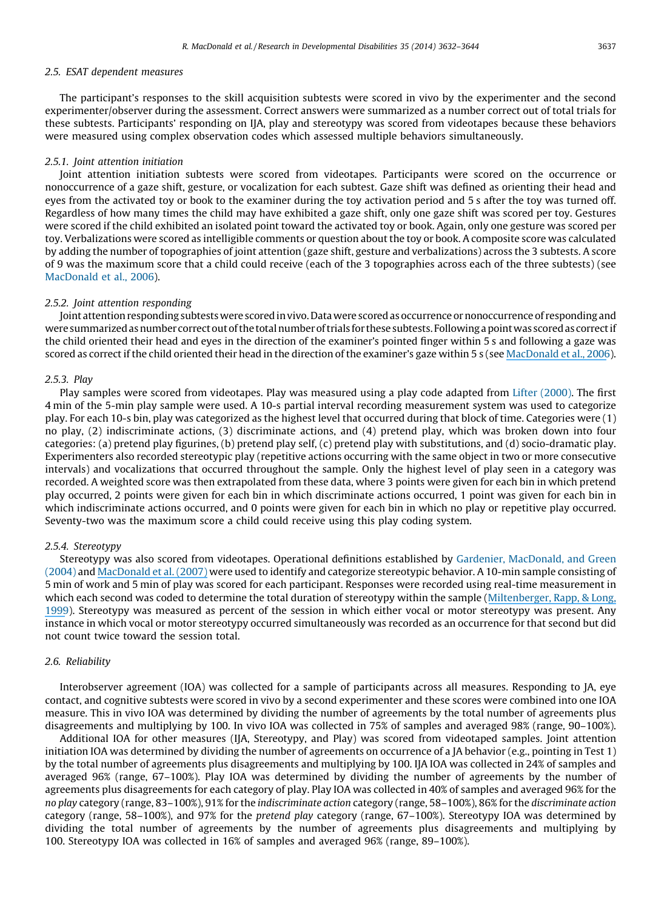### 2.5. ESAT dependent measures

The participant's responses to the skill acquisition subtests were scored in vivo by the experimenter and the second experimenter/observer during the assessment. Correct answers were summarized as a number correct out of total trials for these subtests. Participants' responding on IJA, play and stereotypy was scored from videotapes because these behaviors were measured using complex observation codes which assessed multiple behaviors simultaneously.

#### 2.5.1. Joint attention initiation

Joint attention initiation subtests were scored from videotapes. Participants were scored on the occurrence or nonoccurrence of a gaze shift, gesture, or vocalization for each subtest. Gaze shift was defined as orienting their head and eyes from the activated toy or book to the examiner during the toy activation period and 5 s after the toy was turned off. Regardless of how many times the child may have exhibited a gaze shift, only one gaze shift was scored per toy. Gestures were scored if the child exhibited an isolated point toward the activated toy or book. Again, only one gesture was scored per toy. Verbalizations were scored as intelligible comments or question about the toy or book. A composite score was calculated by adding the number of topographies of joint attention (gaze shift, gesture and verbalizations) across the 3 subtests. A score of 9 was the maximum score that a child could receive (each of the 3 topographies across each of the three subtests) (see MacDonald et al., 2006).

#### 2.5.2. Joint attention responding

Joint attention responding subtests were scored in vivo. Data were scored as occurrence or nonoccurrence of responding and were summarized as number correct out of the total number of trials for these subtests. Following a point was scored as correct if the child oriented their head and eyes in the direction of the examiner's pointed finger within 5 s and following a gaze was scored as correct if the child oriented their head in the direction of the examiner's gaze within 5 s (see MacDonald et al., 2006).

#### 2.5.3. Play

Play samples were scored from videotapes. Play was measured using a play code adapted from Lifter (2000). The first 4 min of the 5-min play sample were used. A 10-s partial interval recording measurement system was used to categorize play. For each 10-s bin, play was categorized as the highest level that occurred during that block of time. Categories were (1) no play, (2) indiscriminate actions, (3) discriminate actions, and (4) pretend play, which was broken down into four categories: (a) pretend play figurines, (b) pretend play self, (c) pretend play with substitutions, and (d) socio-dramatic play. Experimenters also recorded stereotypic play (repetitive actions occurring with the same object in two or more consecutive intervals) and vocalizations that occurred throughout the sample. Only the highest level of play seen in a category was recorded. A weighted score was then extrapolated from these data, where 3 points were given for each bin in which pretend play occurred, 2 points were given for each bin in which discriminate actions occurred, 1 point was given for each bin in which indiscriminate actions occurred, and 0 points were given for each bin in which no play or repetitive play occurred. Seventy-two was the maximum score a child could receive using this play coding system.

#### 2.5.4. Stereotypy

Stereotypy was also scored from videotapes. Operational definitions established by Gardenier, MacDonald, and Green (2004) and MacDonald et al. (2007) were used to identify and categorize stereotypic behavior. A 10-min sample consisting of 5 min of work and 5 min of play was scored for each participant. Responses were recorded using real-time measurement in which each second was coded to determine the total duration of stereotypy within the sample (Miltenberger, Rapp, & Long, 1999). Stereotypy was measured as percent of the session in which either vocal or motor stereotypy was present. Any instance in which vocal or motor stereotypy occurred simultaneously was recorded as an occurrence for that second but did not count twice toward the session total.

### 2.6. Reliability

Interobserver agreement (IOA) was collected for a sample of participants across all measures. Responding to JA, eye contact, and cognitive subtests were scored in vivo by a second experimenter and these scores were combined into one IOA measure. This in vivo IOA was determined by dividing the number of agreements by the total number of agreements plus disagreements and multiplying by 100. In vivo IOA was collected in 75% of samples and averaged 98% (range, 90–100%).

Additional IOA for other measures (IJA, Stereotypy, and Play) was scored from videotaped samples. Joint attention initiation IOA was determined by dividing the number of agreements on occurrence of a JA behavior (e.g., pointing in Test 1) by the total number of agreements plus disagreements and multiplying by 100. IJA IOA was collected in 24% of samples and averaged 96% (range, 67–100%). Play IOA was determined by dividing the number of agreements by the number of agreements plus disagreements for each category of play. Play IOA was collected in 40% of samples and averaged 96% for the *no play* category (range, 83–100%), 91% for the *indiscriminate action* category (range, 58–100%), 86% for the *discriminate action* category (range, 58–100%), and 97% for the *pretend play* category (range, 67–100%). Stereotypy IOA was determined by dividing the total number of agreements by the number of agreements plus disagreements and multiplying by 100. Stereotypy IOA was collected in 16% of samples and averaged 96% (range, 89–100%).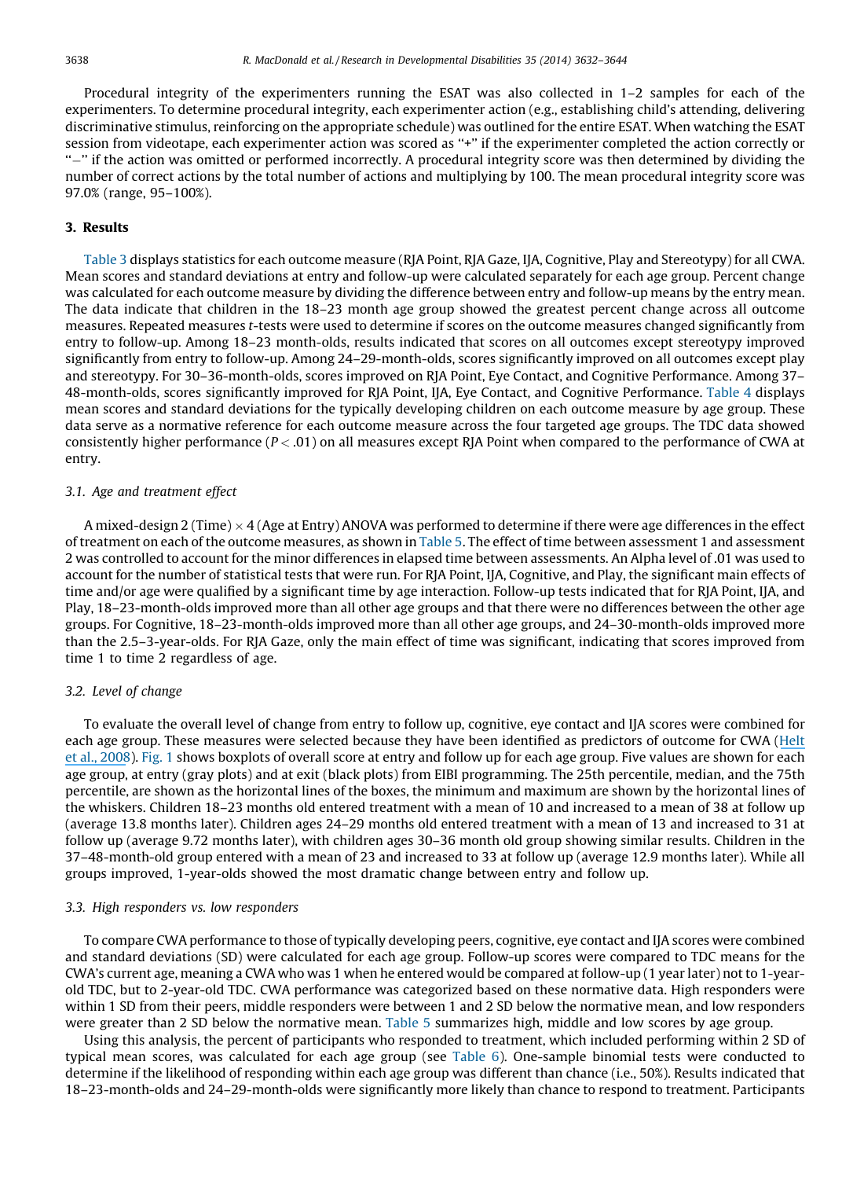Procedural integrity of the experimenters running the ESAT was also collected in 1–2 samples for each of the experimenters. To determine procedural integrity, each experimenter action (e.g., establishing child's attending, delivering discriminative stimulus, reinforcing on the appropriate schedule) was outlined for the entire ESAT. When watching the ESAT session from videotape, each experimenter action was scored as "+" if the experimenter completed the action correctly or "−" if the action was omitted or performed incorrectly. A procedural integrity score was then determined by dividing the number of correct actions by the total number of actions and multiplying by 100. The mean procedural integrity score was 97.0% (range, 95–100%).

## 3. Results

Table 3 displays statistics for each outcome measure (RJA Point, RJA Gaze, IJA, Cognitive, Play and Stereotypy) for all CWA. Mean scores and standard deviations at entry and follow-up were calculated separately for each age group. Percent change was calculated for each outcome measure by dividing the difference between entry and follow-up means by the entry mean. The data indicate that children in the 18–23 month age group showed the greatest percent change across all outcome measures. Repeated measures *t*-tests were used to determine if scores on the outcome measures changed significantly from entry to follow-up. Among 18–23 month-olds, results indicated that scores on all outcomes except stereotypy improved significantly from entry to follow-up. Among 24–29-month-olds, scores significantly improved on all outcomes except play and stereotypy. For 30–36-month-olds, scores improved on RJA Point, Eye Contact, and Cognitive Performance. Among 37–48-month-olds, scores significantly improved for RJA Point, IJA, Eye Contact, and Cognitive Performance. Table 4 displays mean scores and standard deviations for the typically developing children on each outcome measure by age group. These data serve as a normative reference for each outcome measure across the four targeted age groups. The TDC data showed consistently higher performance ($P < .01$) on all measures except RJA Point when compared to the performance of CWA at entry.

### 3.1. Age and treatment effect

A mixed-design 2 (Time) × 4 (Age at Entry) ANOVA was performed to determine if there were age differences in the effect of treatment on each of the outcome measures, as shown in Table 5. The effect of time between assessment 1 and assessment 2 was controlled to account for the minor differences in elapsed time between assessments. An Alpha level of .01 was used to account for the number of statistical tests that were run. For RJA Point, IJA, Cognitive, and Play, the significant main effects of time and/or age were qualified by a significant time by age interaction. Follow-up tests indicated that for RJA Point, IJA, and Play, 18–23-month-olds improved more than all other age groups and that there were no differences between the other age groups. For Cognitive, 18–23-month-olds improved more than all other age groups, and 24–30-month-olds improved more than the 2.5–3-year-olds. For RJA Gaze, only the main effect of time was significant, indicating that scores improved from time 1 to time 2 regardless of age.

### 3.2. Level of change

To evaluate the overall level of change from entry to follow up, cognitive, eye contact and IJA scores were combined for each age group. These measures were selected because they have been identified as predictors of outcome for CWA (Helt et al., 2008). Fig. 1 shows boxplots of overall score at entry and follow up for each age group. Five values are shown for each age group, at entry (gray plots) and at exit (black plots) from EIBI programming. The 25th percentile, median, and the 75th percentile, are shown as the horizontal lines of the boxes, the minimum and maximum are shown by the horizontal lines of the whiskers. Children 18–23 months old entered treatment with a mean of 10 and increased to a mean of 38 at follow up (average 13.8 months later). Children ages 24–29 months old entered treatment with a mean of 13 and increased to 31 at follow up (average 9.72 months later), with children ages 30–36 month old group showing similar results. Children in the 37–48-month-old group entered with a mean of 23 and increased to 33 at follow up (average 12.9 months later). While all groups improved, 1-year-olds showed the most dramatic change between entry and follow up.

### 3.3. High responders vs. low responders

To compare CWA performance to those of typically developing peers, cognitive, eye contact and IJA scores were combined and standard deviations (SD) were calculated for each age group. Follow-up scores were compared to TDC means for the CWA's current age, meaning a CWA who was 1 when he entered would be compared at follow-up (1 year later) not to 1-year-old TDC, but to 2-year-old TDC. CWA performance was categorized based on these normative data. High responders were within 1 SD from their peers, middle responders were between 1 and 2 SD below the normative mean, and low responders were greater than 2 SD below the normative mean. Table 5 summarizes high, middle and low scores by age group.

Using this analysis, the percent of participants who responded to treatment, which included performing within 2 SD of typical mean scores, was calculated for each age group (see Table 6). One-sample binomial tests were conducted to determine if the likelihood of responding within each age group was different than chance (i.e., 50%). Results indicated that 18–23-month-olds and 24–29-month-olds were significantly more likely than chance to respond to treatment. Participants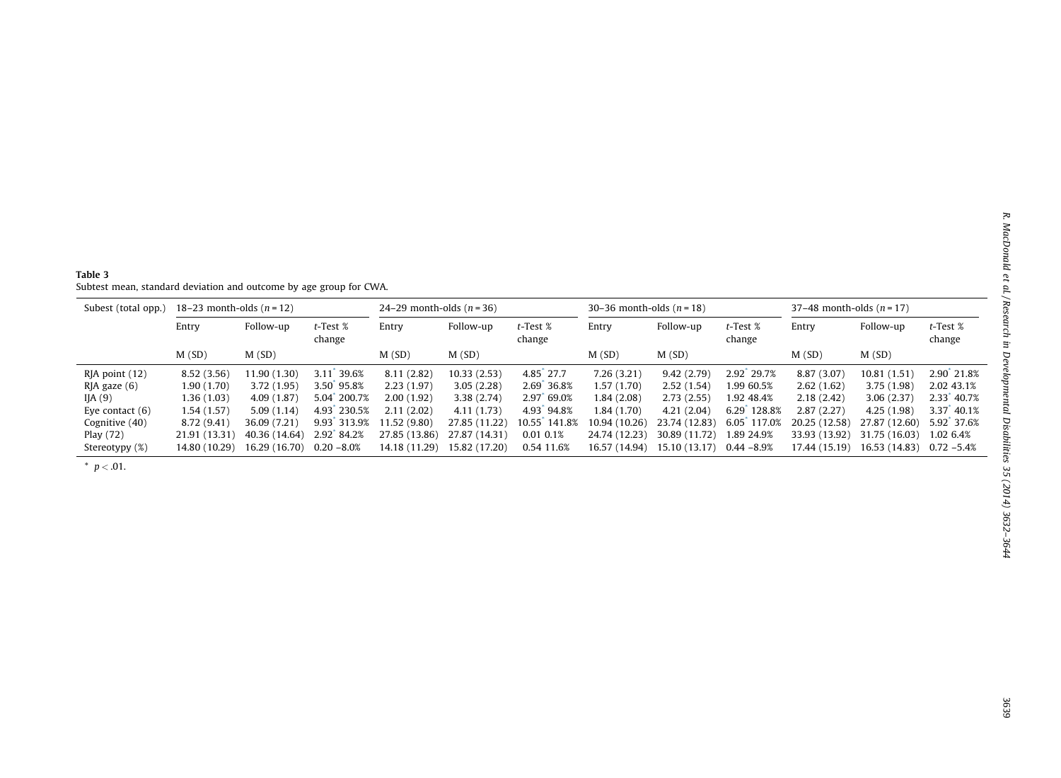**Table 3**
Subtest mean, standard deviation and outcome by age group for CWA.

| Subest (total opp.) | 18–23 month-olds (*n* = 12) | | | 24–29 month-olds (*n* = 36) | | | 30–36 month-olds (*n* = 18) | | | 37–48 month-olds (*n* = 17) | | |
|---|---|---|---|---|---|---|---|---|---|---|---|---|
| | Entry | Follow-up | *t*-Test % change | Entry | Follow-up | *t*-Test % change | Entry | Follow-up | *t*-Test % change | Entry | Follow-up | *t*-Test % change |
| | M (SD) | M (SD) | | M (SD) | M (SD) | | M (SD) | M (SD) | | M (SD) | M (SD) | |
| RJA point (12) | 8.52 (3.56) | 11.90 (1.30) | 3.11* 39.6% | 8.11 (2.82) | 10.33 (2.53) | 4.85* 27.7 | 7.26 (3.21) | 9.42 (2.79) | 2.92* 29.7% | 8.87 (3.07) | 10.81 (1.51) | 2.90* 21.8% |
| RJA gaze (6) | 1.90 (1.70) | 3.72 (1.95) | 3.50* 95.8% | 2.23 (1.97) | 3.05 (2.28) | 2.69* 36.8% | 1.57 (1.70) | 2.52 (1.54) | 1.99 60.5% | 2.62 (1.62) | 3.75 (1.98) | 2.02 43.1% |
| IJA (9) | 1.36 (1.03) | 4.09 (1.87) | 5.04* 200.7% | 2.00 (1.92) | 3.38 (2.74) | 2.97* 69.0% | 1.84 (2.08) | 2.73 (2.55) | 1.92 48.4% | 2.18 (2.42) | 3.06 (2.37) | 2.33* 40.7% |
| Eye contact (6) | 1.54 (1.57) | 5.09 (1.14) | 4.93* 230.5% | 2.11 (2.02) | 4.11 (1.73) | 4.93* 94.8% | 1.84 (1.70) | 4.21 (2.04) | 6.29* 128.8% | 2.87 (2.27) | 4.25 (1.98) | 3.37* 40.1% |
| Cognitive (40) | 8.72 (9.41) | 36.09 (7.21) | 9.93* 313.9% | 11.52 (9.80) | 27.85 (11.22) | 10.55* 141.8% | 10.94 (10.26) | 23.74 (12.83) | 6.05* 117.0% | 20.25 (12.58) | 27.87 (12.60) | 5.92* 37.6% |
| Play (72) | 21.91 (13.31) | 40.36 (14.64) | 2.92* 84.2% | 27.85 (13.86) | 27.87 (14.31) | 0.01 0.1% | 24.74 (12.23) | 30.89 (11.72) | 1.89 24.9% | 33.93 (13.92) | 31.75 (16.03) | 1.02 6.4% |
| Stereotypy (%) | 14.80 (10.29) | 16.29 (16.70) | 0.20 −8.0% | 14.18 (11.29) | 15.82 (17.20) | 0.54 11.6% | 16.57 (14.94) | 15.10 (13.17) | 0.44 −8.9% | 17.44 (15.19) | 16.53 (14.83) | 0.72 −5.4% |

\* $p < .01$.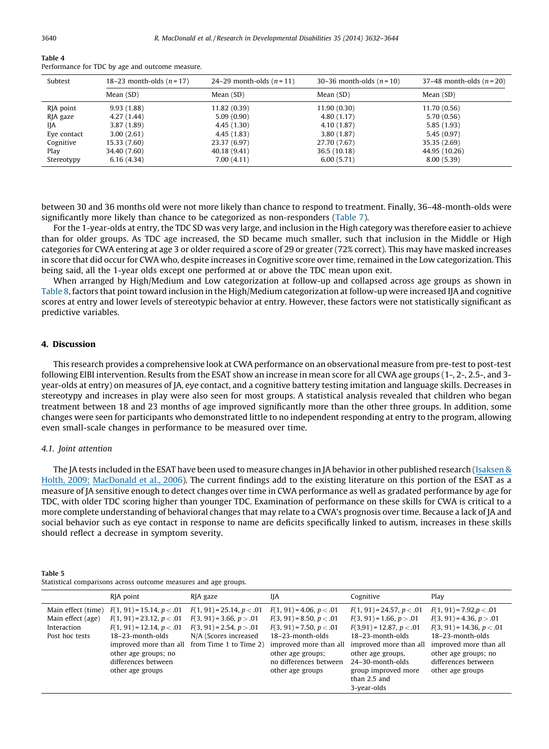**Table 4**
Performance for TDC by age and outcome measure.

| Subtest | 18–23 month-olds ($n = 17$) | 24–29 month-olds ($n = 11$) | 30–36 month-olds ($n = 10$) | 37–48 month-olds ($n = 20$) |
|---|---|---|---|---|
| | Mean (SD) | Mean (SD) | Mean (SD) | Mean (SD) |
| RJA point | 9.93 (1.88) | 11.82 (0.39) | 11.90 (0.30) | 11.70 (0.56) |
| RJA gaze | 4.27 (1.44) | 5.09 (0.90) | 4.80 (1.17) | 5.70 (0.56) |
| IJA | 3.87 (1.89) | 4.45 (1.30) | 4.10 (1.87) | 5.85 (1.93) |
| Eye contact | 3.00 (2.61) | 4.45 (1.83) | 3.80 (1.87) | 5.45 (0.97) |
| Cognitive | 15.33 (7.60) | 23.37 (6.97) | 27.70 (7.67) | 35.35 (2.69) |
| Play | 34.40 (7.60) | 40.18 (9.41) | 36.5 (10.18) | 44.95 (10.26) |
| Stereotypy | 6.16 (4.34) | 7.00 (4.11) | 6.00 (5.71) | 8.00 (5.39) |

between 30 and 36 months old were not more likely than chance to respond to treatment. Finally, 36–48-month-olds were significantly more likely than chance to be categorized as non-responders (Table 7).

For the 1-year-olds at entry, the TDC SD was very large, and inclusion in the High category was therefore easier to achieve than for older groups. As TDC age increased, the SD became much smaller, such that inclusion in the Middle or High categories for CWA entering at age 3 or older required a score of 29 or greater (72% correct). This may have masked increases in score that did occur for CWA who, despite increases in Cognitive score over time, remained in the Low categorization. This being said, all the 1-year olds except one performed at or above the TDC mean upon exit.

When arranged by High/Medium and Low categorization at follow-up and collapsed across age groups as shown in Table 8, factors that point toward inclusion in the High/Medium categorization at follow-up were increased IJA and cognitive scores at entry and lower levels of stereotypic behavior at entry. However, these factors were not statistically significant as predictive variables.

## 4. Discussion

This research provides a comprehensive look at CWA performance on an observational measure from pre-test to post-test following EIBI intervention. Results from the ESAT show an increase in mean score for all CWA age groups (1-, 2-, 2.5-, and 3-year-olds at entry) on measures of JA, eye contact, and a cognitive battery testing imitation and language skills. Decreases in stereotypy and increases in play were also seen for most groups. A statistical analysis revealed that children who began treatment between 18 and 23 months of age improved significantly more than the other three groups. In addition, some changes were seen for participants who demonstrated little to no independent responding at entry to the program, allowing even small-scale changes in performance to be measured over time.

### 4.1. Joint attention

The JA tests included in the ESAT have been used to measure changes in JA behavior in other published research (Isaksen & Holth, 2009; MacDonald et al., 2006). The current findings add to the existing literature on this portion of the ESAT as a measure of JA sensitive enough to detect changes over time in CWA performance as well as gradated performance by age for TDC, with older TDC scoring higher than younger TDC. Examination of performance on these skills for CWA is critical to a more complete understanding of behavioral changes that may relate to a CWA's prognosis over time. Because a lack of JA and social behavior such as eye contact in response to name are deficits specifically linked to autism, increases in these skills should reflect a decrease in symptom severity.

**Table 5**
Statistical comparisons across outcome measures and age groups.

| | RJA point | RJA gaze | IJA | Cognitive | Play |
|---|---|---|---|---|---|
| Main effect (time) | $F(1, 91) = 15.14$, $p < .01$ | $F(1, 91) = 25.14$, $p < .01$ | $F(1, 91) = 4.06$, $p < .01$ | $F(1, 91) = 24.57$, $p < .01$ | $F(1, 91) = 7.92$, $p < .01$ |
| Main effect (age) | $F(1, 91) = 23.12$, $p < .01$ | $F(3, 91) = 3.66$, $p > .01$ | $F(3, 91) = 8.50$, $p < .01$ | $F(3, 91) = 1.66$, $p > .01$ | $F(3, 91) = 4.36$, $p > .01$ |
| Interaction | $F(1, 91) = 12.14$, $p < .01$ | $F(3, 91) = 2.54$, $p > .01$ | $F(3, 91) = 7.50$, $p < .01$ | $F(3,91) = 12.87$, $p < .01$ | $F(3, 91) = 14.36$, $p < .01$ |
| Post hoc tests | 18–23-month-olds improved more than all other age groups; no differences between other age groups | N/A (Scores increased from Time 1 to Time 2) | 18–23-month-olds improved more than all other age groups; no differences between other age groups | 18–23-month-olds improved more than all other age groups, 24–30-month-olds group improved more than 2.5 and 3-year-olds | 18–23-month-olds improved more than all other age groups; no differences between other age groups |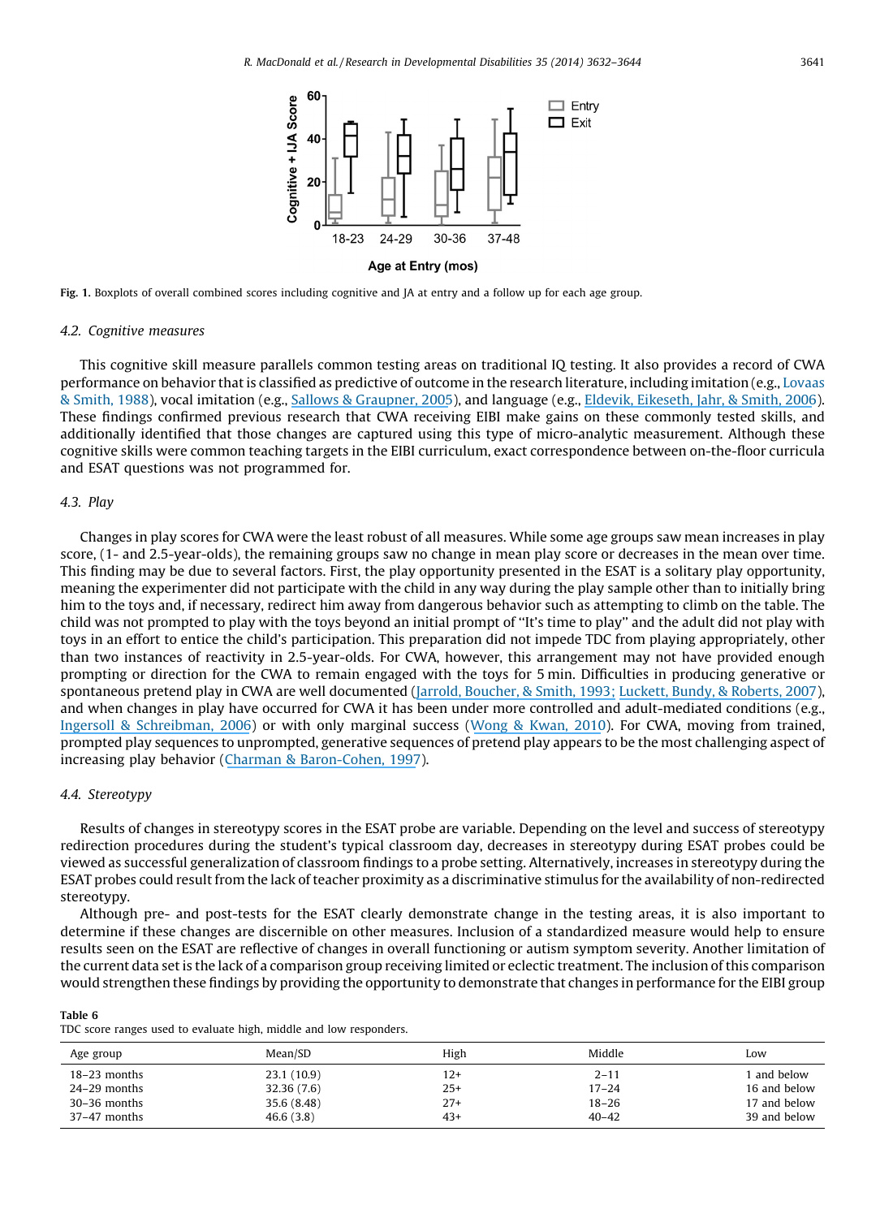Fig. 1. Boxplots of overall combined scores including cognitive and JA at entry and a follow up for each age group.

### 4.2. Cognitive measures

This cognitive skill measure parallels common testing areas on traditional IQ testing. It also provides a record of CWA performance on behavior that is classified as predictive of outcome in the research literature, including imitation (e.g., Lovaas & Smith, 1988), vocal imitation (e.g., Sallows & Graupner, 2005), and language (e.g., Eldevik, Eikeseth, Jahr, & Smith, 2006). These findings confirmed previous research that CWA receiving EIBI make gains on these commonly tested skills, and additionally identified that those changes are captured using this type of micro-analytic measurement. Although these cognitive skills were common teaching targets in the EIBI curriculum, exact correspondence between on-the-floor curricula and ESAT questions was not programmed for.

### 4.3. Play

Changes in play scores for CWA were the least robust of all measures. While some age groups saw mean increases in play score, (1- and 2.5-year-olds), the remaining groups saw no change in mean play score or decreases in the mean over time. This finding may be due to several factors. First, the play opportunity presented in the ESAT is a solitary play opportunity, meaning the experimenter did not participate with the child in any way during the play sample other than to initially bring him to the toys and, if necessary, redirect him away from dangerous behavior such as attempting to climb on the table. The child was not prompted to play with the toys beyond an initial prompt of "It's time to play" and the adult did not play with toys in an effort to entice the child's participation. This preparation did not impede TDC from playing appropriately, other than two instances of reactivity in 2.5-year-olds. For CWA, however, this arrangement may not have provided enough prompting or direction for the CWA to remain engaged with the toys for 5 min. Difficulties in producing generative or spontaneous pretend play in CWA are well documented (Jarrold, Boucher, & Smith, 1993; Luckett, Bundy, & Roberts, 2007), and when changes in play have occurred for CWA it has been under more controlled and adult-mediated conditions (e.g., Ingersoll & Schreibman, 2006) or with only marginal success (Wong & Kwan, 2010). For CWA, moving from trained, prompted play sequences to unprompted, generative sequences of pretend play appears to be the most challenging aspect of increasing play behavior (Charman & Baron-Cohen, 1997).

### 4.4. Stereotypy

Results of changes in stereotypy scores in the ESAT probe are variable. Depending on the level and success of stereotypy redirection procedures during the student's typical classroom day, decreases in stereotypy during ESAT probes could be viewed as successful generalization of classroom findings to a probe setting. Alternatively, increases in stereotypy during the ESAT probes could result from the lack of teacher proximity as a discriminative stimulus for the availability of non-redirected stereotypy.

Although pre- and post-tests for the ESAT clearly demonstrate change in the testing areas, it is also important to determine if these changes are discernible on other measures. Inclusion of a standardized measure would help to ensure results seen on the ESAT are reflective of changes in overall functioning or autism symptom severity. Another limitation of the current data set is the lack of a comparison group receiving limited or eclectic treatment. The inclusion of this comparison would strengthen these findings by providing the opportunity to demonstrate that changes in performance for the EIBI group

**Table 6**
TDC score ranges used to evaluate high, middle and low responders.

| Age group | Mean/SD | High | Middle | Low |
|---|---|---|---|---|
| 18–23 months | 23.1 (10.9) | 12+ | 2–11 | 1 and below |
| 24–29 months | 32.36 (7.6) | 25+ | 17–24 | 16 and below |
| 30–36 months | 35.6 (8.48) | 27+ | 18–26 | 17 and below |
| 37–47 months | 46.6 (3.8) | 43+ | 40–42 | 39 and below |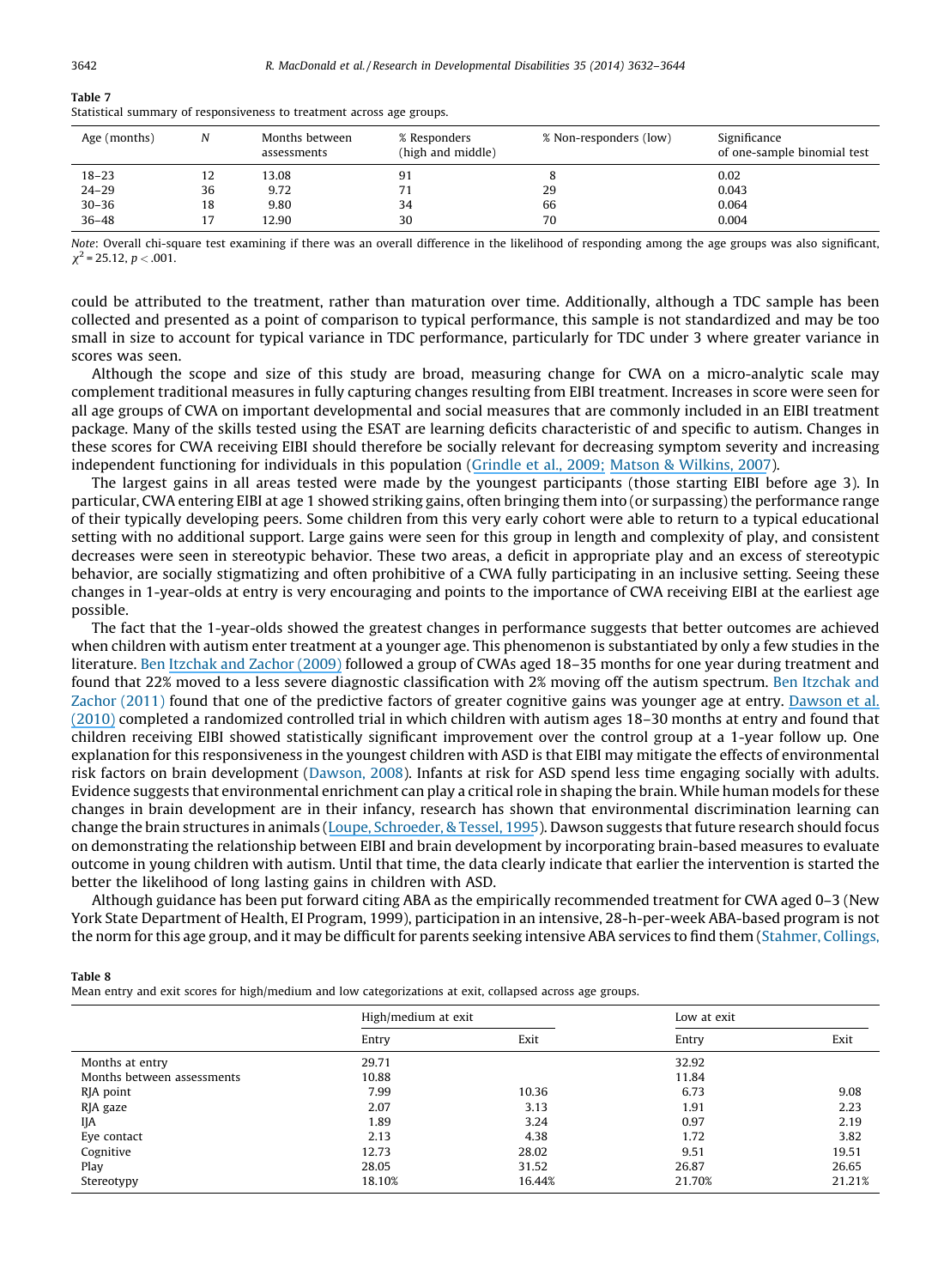**Table 7**
Statistical summary of responsiveness to treatment across age groups.

| Age (months) | N | Months between assessments | % Responders (high and middle) | % Non-responders (low) | Significance of one-sample binomial test |
|---|---|---|---|---|---|
| 18–23 | 12 | 13.08 | 91 | 8 | 0.02 |
| 24–29 | 36 | 9.72 | 71 | 29 | 0.043 |
| 30–36 | 18 | 9.80 | 34 | 66 | 0.064 |
| 36–48 | 17 | 12.90 | 30 | 70 | 0.004 |

*Note*: Overall chi-square test examining if there was an overall difference in the likelihood of responding among the age groups was also significant, $\chi^2 = 25.12$, $p < .001$.

could be attributed to the treatment, rather than maturation over time. Additionally, although a TDC sample has been collected and presented as a point of comparison to typical performance, this sample is not standardized and may be too small in size to account for typical variance in TDC performance, particularly for TDC under 3 where greater variance in scores was seen.

Although the scope and size of this study are broad, measuring change for CWA on a micro-analytic scale may complement traditional measures in fully capturing changes resulting from EIBI treatment. Increases in score were seen for all age groups of CWA on important developmental and social measures that are commonly included in an EIBI treatment package. Many of the skills tested using the ESAT are learning deficits characteristic of and specific to autism. Changes in these scores for CWA receiving EIBI should therefore be socially relevant for decreasing symptom severity and increasing independent functioning for individuals in this population (Grindle et al., 2009; Matson & Wilkins, 2007).

The largest gains in all areas tested were made by the youngest participants (those starting EIBI before age 3). In particular, CWA entering EIBI at age 1 showed striking gains, often bringing them into (or surpassing) the performance range of their typically developing peers. Some children from this very early cohort were able to return to a typical educational setting with no additional support. Large gains were seen for this group in length and complexity of play, and consistent decreases were seen in stereotypic behavior. These two areas, a deficit in appropriate play and an excess of stereotypic behavior, are socially stigmatizing and often prohibitive of a CWA fully participating in an inclusive setting. Seeing these changes in 1-year-olds at entry is very encouraging and points to the importance of CWA receiving EIBI at the earliest age possible.

The fact that the 1-year-olds showed the greatest changes in performance suggests that better outcomes are achieved when children with autism enter treatment at a younger age. This phenomenon is substantiated by only a few studies in the literature. Ben Itzchak and Zachor (2009) followed a group of CWAs aged 18–35 months for one year during treatment and found that 22% moved to a less severe diagnostic classification with 2% moving off the autism spectrum. Ben Itzchak and Zachor (2011) found that one of the predictive factors of greater cognitive gains was younger age at entry. Dawson et al. (2010) completed a randomized controlled trial in which children with autism ages 18–30 months at entry and found that children receiving EIBI showed statistically significant improvement over the control group at a 1-year follow up. One explanation for this responsiveness in the youngest children with ASD is that EIBI may mitigate the effects of environmental risk factors on brain development (Dawson, 2008). Infants at risk for ASD spend less time engaging socially with adults. Evidence suggests that environmental enrichment can play a critical role in shaping the brain. While human models for these changes in brain development are in their infancy, research has shown that environmental discrimination learning can change the brain structures in animals (Loupe, Schroeder, & Tessel, 1995). Dawson suggests that future research should focus on demonstrating the relationship between EIBI and brain development by incorporating brain-based measures to evaluate outcome in young children with autism. Until that time, the data clearly indicate that earlier the intervention is started the better the likelihood of long lasting gains in children with ASD.

Although guidance has been put forward citing ABA as the empirically recommended treatment for CWA aged 0–3 (New York State Department of Health, EI Program, 1999), participation in an intensive, 28-h-per-week ABA-based program is not the norm for this age group, and it may be difficult for parents seeking intensive ABA services to find them (Stahmer, Collings,

**Table 8**
Mean entry and exit scores for high/medium and low categorizations at exit, collapsed across age groups.

| | High/medium at exit | | Low at exit | |
|---|---|---|---|---|
| | Entry | Exit | Entry | Exit |
| Months at entry | 29.71 | | 32.92 | |
| Months between assessments | 10.88 | | 11.84 | |
| RJA point | 7.99 | 10.36 | 6.73 | 9.08 |
| RJA gaze | 2.07 | 3.13 | 1.91 | 2.23 |
| IJA | 1.89 | 3.24 | 0.97 | 2.19 |
| Eye contact | 2.13 | 4.38 | 1.72 | 3.82 |
| Cognitive | 12.73 | 28.02 | 9.51 | 19.51 |
| Play | 28.05 | 31.52 | 26.87 | 26.65 |
| Stereotypy | 18.10% | 16.44% | 21.70% | 21.21% |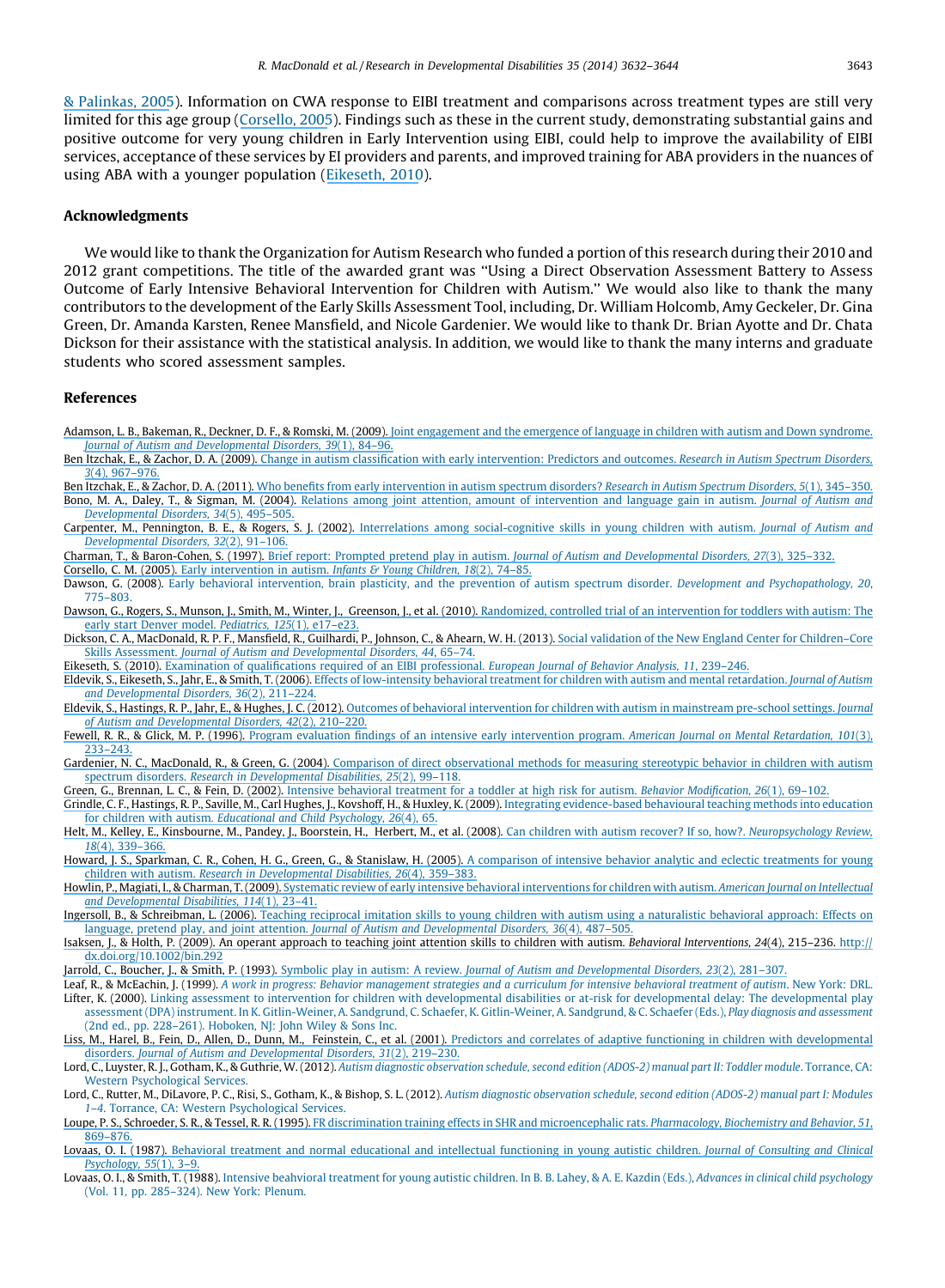& Palinkas, 2005). Information on CWA response to EIBI treatment and comparisons across treatment types are still very limited for this age group (Corsello, 2005). Findings such as these in the current study, demonstrating substantial gains and positive outcome for very young children in Early Intervention using EIBI, could help to improve the availability of EIBI services, acceptance of these services by EI providers and parents, and improved training for ABA providers in the nuances of using ABA with a younger population (Eikeseth, 2010).

## Acknowledgments

We would like to thank the Organization for Autism Research who funded a portion of this research during their 2010 and 2012 grant competitions. The title of the awarded grant was ''Using a Direct Observation Assessment Battery to Assess Outcome of Early Intensive Behavioral Intervention for Children with Autism.'' We would also like to thank the many contributors to the development of the Early Skills Assessment Tool, including, Dr. William Holcomb, Amy Geckeler, Dr. Gina Green, Dr. Amanda Karsten, Renee Mansfield, and Nicole Gardenier. We would like to thank Dr. Brian Ayotte and Dr. Chata Dickson for their assistance with the statistical analysis. In addition, we would like to thank the many interns and graduate students who scored assessment samples.

## References

Adamson, L. B., Bakeman, R., Deckner, D. F., & Romski, M. (2009). Joint engagement and the emergence of language in children with autism and Down syndrome. *Journal of Autism and Developmental Disorders, 39*(1), 84–96.

Ben Itzchak, E., & Zachor, D. A. (2009). Change in autism classification with early intervention: Predictors and outcomes. *Research in Autism Spectrum Disorders, 3*(4), 967–976.

Ben Itzchak, E., & Zachor, D. A. (2011). Who benefits from early intervention in autism spectrum disorders? *Research in Autism Spectrum Disorders, 5*(1), 345–350.

Bono, M. A., Daley, T., & Sigman, M. (2004). Relations among joint attention, amount of intervention and language gain in autism. *Journal of Autism and Developmental Disorders, 34*(5), 495–505.

Carpenter, M., Pennington, B. E., & Rogers, S. J. (2002). Interrelations among social-cognitive skills in young children with autism. *Journal of Autism and Developmental Disorders, 32*(2), 91–106.

Charman, T., & Baron-Cohen, S. (1997). Brief report: Prompted pretend play in autism. *Journal of Autism and Developmental Disorders, 27*(3), 325–332.

Corsello, C. M. (2005). Early intervention in autism. *Infants & Young Children, 18*(2), 74–85.

Dawson, G. (2008). Early behavioral intervention, brain plasticity, and the prevention of autism spectrum disorder. *Development and Psychopathology, 20*, 775–803.

Dawson, G., Rogers, S., Munson, J., Smith, M., Winter, J., Greenson, J., et al. (2010). Randomized, controlled trial of an intervention for toddlers with autism: The early start Denver model. *Pediatrics, 125*(1), e17–e23.

Dickson, C. A., MacDonald, R. P. F., Mansfield, R., Guilhardi, P., Johnson, C., & Ahearn, W. H. (2013). Social validation of the New England Center for Children–Core Skills Assessment. *Journal of Autism and Developmental Disorders, 44*, 65–74.

Eikeseth, S. (2010). Examination of qualifications required of an EIBI professional. *European Journal of Behavior Analysis, 11*, 239–246.

Eldevik, S., Eikeseth, S., Jahr, E., & Smith, T. (2006). Effects of low-intensity behavioral treatment for children with autism and mental retardation. *Journal of Autism and Developmental Disorders, 36*(2), 211–224.

Eldevik, S., Hastings, R. P., Jahr, E., & Hughes, J. C. (2012). Outcomes of behavioral intervention for children with autism in mainstream pre-school settings. *Journal of Autism and Developmental Disorders, 42*(2), 210–220.

Fewell, R. R., & Glick, M. P. (1996). Program evaluation findings of an intensive early intervention program. *American Journal on Mental Retardation, 101*(3), 233–243.

Gardenier, N. C., MacDonald, R., & Green, G. (2004). Comparison of direct observational methods for measuring stereotypic behavior in children with autism spectrum disorders. *Research in Developmental Disabilities, 25*(2), 99–118.

Green, G., Brennan, L. C., & Fein, D. (2002). Intensive behavioral treatment for a toddler at high risk for autism. *Behavior Modification, 26*(1), 69–102.

Grindle, C. F., Hastings, R. P., Saville, M., Carl Hughes, J., Kovshoff, H., & Huxley, K. (2009). Integrating evidence-based behavioural teaching methods into education for children with autism. *Educational and Child Psychology, 26*(4), 65.

Helt, M., Kelley, E., Kinsbourne, M., Pandey, J., Boorstein, H., Herbert, M., et al. (2008). Can children with autism recover? If so, how?. *Neuropsychology Review, 18*(4), 339–366.

Howard, J. S., Sparkman, C. R., Cohen, H. G., Green, G., & Stanislaw, H. (2005). A comparison of intensive behavior analytic and eclectic treatments for young children with autism. *Research in Developmental Disabilities, 26*(4), 359–383.

Howlin, P., Magiati, I., & Charman, T. (2009). Systematic review of early intensive behavioral interventions for children with autism. *American Journal on Intellectual and Developmental Disabilities, 114*(1), 23–41.

Ingersoll, B., & Schreibman, L. (2006). Teaching reciprocal imitation skills to young children with autism using a naturalistic behavioral approach: Effects on language, pretend play, and joint attention. *Journal of Autism and Developmental Disorders, 36*(4), 487–505.

Isaksen, J., & Holth, P. (2009). An operant approach to teaching joint attention skills to children with autism. *Behavioral Interventions, 24*(4), 215–236. http://dx.doi.org/10.1002/bin.292

Jarrold, C., Boucher, J., & Smith, P. (1993). Symbolic play in autism: A review. *Journal of Autism and Developmental Disorders, 23*(2), 281–307.

Leaf, R., & McEachin, J. (1999). *A work in progress: Behavior management strategies and a curriculum for intensive behavioral treatment of autism*. New York: DRL.

Lifter, K. (2000). Linking assessment to intervention for children with developmental disabilities or at-risk for developmental delay: The developmental play assessment (DPA) instrument. In K. Gitlin-Weiner, A. Sandgrund, C. Schaefer, K. Gitlin-Weiner, A. Sandgrund, & C. Schaefer (Eds.), *Play diagnosis and assessment* (2nd ed., pp. 228–261). Hoboken, NJ: John Wiley & Sons Inc.

Liss, M., Harel, B., Fein, D., Allen, D., Dunn, M., Feinstein, C., et al. (2001). Predictors and correlates of adaptive functioning in children with developmental disorders. *Journal of Autism and Developmental Disorders, 31*(2), 219–230.

Lord, C., Luyster, R. J., Gotham, K., & Guthrie, W. (2012). *Autism diagnostic observation schedule, second edition (ADOS-2) manual part II: Toddler module*. Torrance, CA: Western Psychological Services.

Lord, C., Rutter, M., DiLavore, P. C., Risi, S., Gotham, K., & Bishop, S. L. (2012). *Autism diagnostic observation schedule, second edition (ADOS-2) manual part I: Modules 1–4*. Torrance, CA: Western Psychological Services.

Loupe, P. S., Schroeder, S. R., & Tessel, R. R. (1995). FR discrimination training effects in SHR and microencephalic rats. *Pharmacology, Biochemistry and Behavior, 51*, 869–876.

Lovaas, O. I. (1987). Behavioral treatment and normal educational and intellectual functioning in young autistic children. *Journal of Consulting and Clinical Psychology, 55*(1), 3–9.

Lovaas, O. I., & Smith, T. (1988). Intensive beahvioral treatment for young autistic children. In B. B. Lahey, & A. E. Kazdin (Eds.), *Advances in clinical child psychology* (Vol. 11, pp. 285–324). New York: Plenum.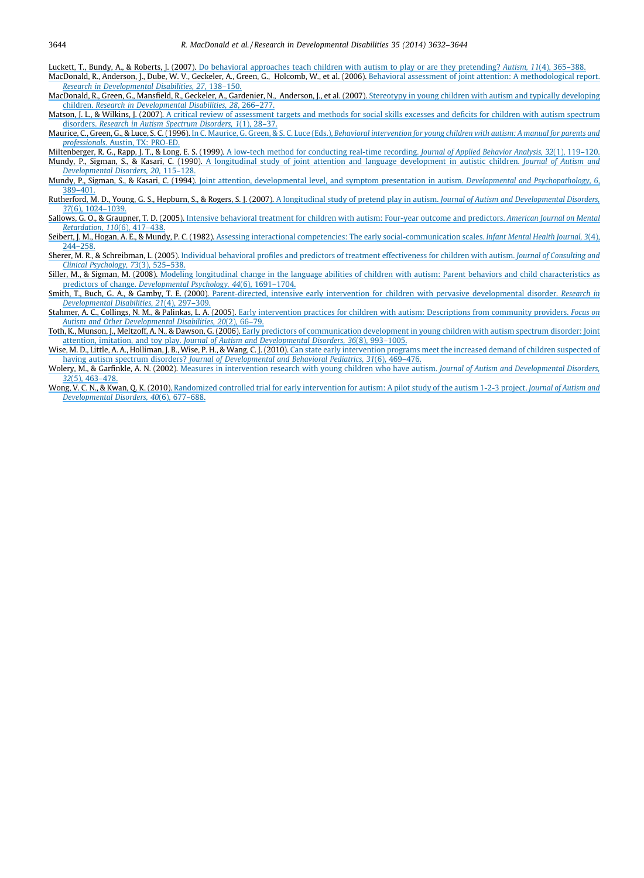Luckett, T., Bundy, A., & Roberts, J. (2007). Do behavioral approaches teach children with autism to play or are they pretending? *Autism, 11*(4), 365–388.

MacDonald, R., Anderson, J., Dube, W. V., Geckeler, A., Green, G., Holcomb, W., et al. (2006). Behavioral assessment of joint attention: A methodological report. *Research in Developmental Disabilities, 27*, 138–150.

MacDonald, R., Green, G., Mansfield, R., Geckeler, A., Gardenier, N., Anderson, J., et al. (2007). Stereotypy in young children with autism and typically developing children. *Research in Developmental Disabilities, 28*, 266–277.

Matson, J. L., & Wilkins, J. (2007). A critical review of assessment targets and methods for social skills excesses and deficits for children with autism spectrum disorders. *Research in Autism Spectrum Disorders, 1*(1), 28–37.

Maurice, C., Green, G., & Luce, S. C. (1996). In C. Maurice, G. Green, & S. C. Luce (Eds.), *Behavioral intervention for young children with autism: A manual for parents and professionals*. Austin, TX: PRO-ED.

Miltenberger, R. G., Rapp, J. T., & Long, E. S. (1999). A low-tech method for conducting real-time recording. *Journal of Applied Behavior Analysis, 32*(1), 119–120.

Mundy, P., Sigman, S., & Kasari, C. (1990). A longitudinal study of joint attention and language development in autistic children. *Journal of Autism and Developmental Disorders, 20*, 115–128.

Mundy, P., Sigman, S., & Kasari, C. (1994). Joint attention, developmental level, and symptom presentation in autism. *Developmental and Psychopathology, 6*, 389–401.

Rutherford, M. D., Young, G. S., Hepburn, S., & Rogers, S. J. (2007). A longitudinal study of pretend play in autism. *Journal of Autism and Developmental Disorders, 37*(6), 1024–1039.

Sallows, G. O., & Graupner, T. D. (2005). Intensive behavioral treatment for children with autism: Four-year outcome and predictors. *American Journal on Mental Retardation, 110*(6), 417–438.

Seibert, J. M., Hogan, A. E., & Mundy, P. C. (1982). Assessing interactional competencies: The early social-communication scales. *Infant Mental Health Journal, 3*(4), 244–258.

Sherer, M. R., & Schreibman, L. (2005). Individual behavioral profiles and predictors of treatment effectiveness for children with autism. *Journal of Consulting and Clinical Psychology, 73*(3), 525–538.

Siller, M., & Sigman, M. (2008). Modeling longitudinal change in the language abilities of children with autism: Parent behaviors and child characteristics as predictors of change. *Developmental Psychology, 44*(6), 1691–1704.

Smith, T., Buch, G. A., & Gamby, T. E. (2000). Parent-directed, intensive early intervention for children with pervasive developmental disorder. *Research in Developmental Disabilities, 21*(4), 297–309.

Stahmer, A. C., Collings, N. M., & Palinkas, L. A. (2005). Early intervention practices for children with autism: Descriptions from community providers. *Focus on Autism and Other Developmental Disabilities, 20*(2), 66–79.

Toth, K., Munson, J., Meltzoff, A. N., & Dawson, G. (2006). Early predictors of communication development in young children with autism spectrum disorder: Joint attention, imitation, and toy play. *Journal of Autism and Developmental Disorders, 36*(8), 993–1005.

Wise, M. D., Little, A. A., Holliman, J. B., Wise, P. H., & Wang, C. J. (2010). Can state early intervention programs meet the increased demand of children suspected of having autism spectrum disorders? *Journal of Developmental and Behavioral Pediatrics, 31*(6), 469–476.

Wolery, M., & Garfinkle, A. N. (2002). Measures in intervention research with young children who have autism. *Journal of Autism and Developmental Disorders, 32*(5), 463–478.

Wong, V. C. N., & Kwan, Q. K. (2010). Randomized controlled trial for early intervention for autism: A pilot study of the autism 1-2-3 project. *Journal of Autism and Developmental Disorders, 40*(6), 677–688.